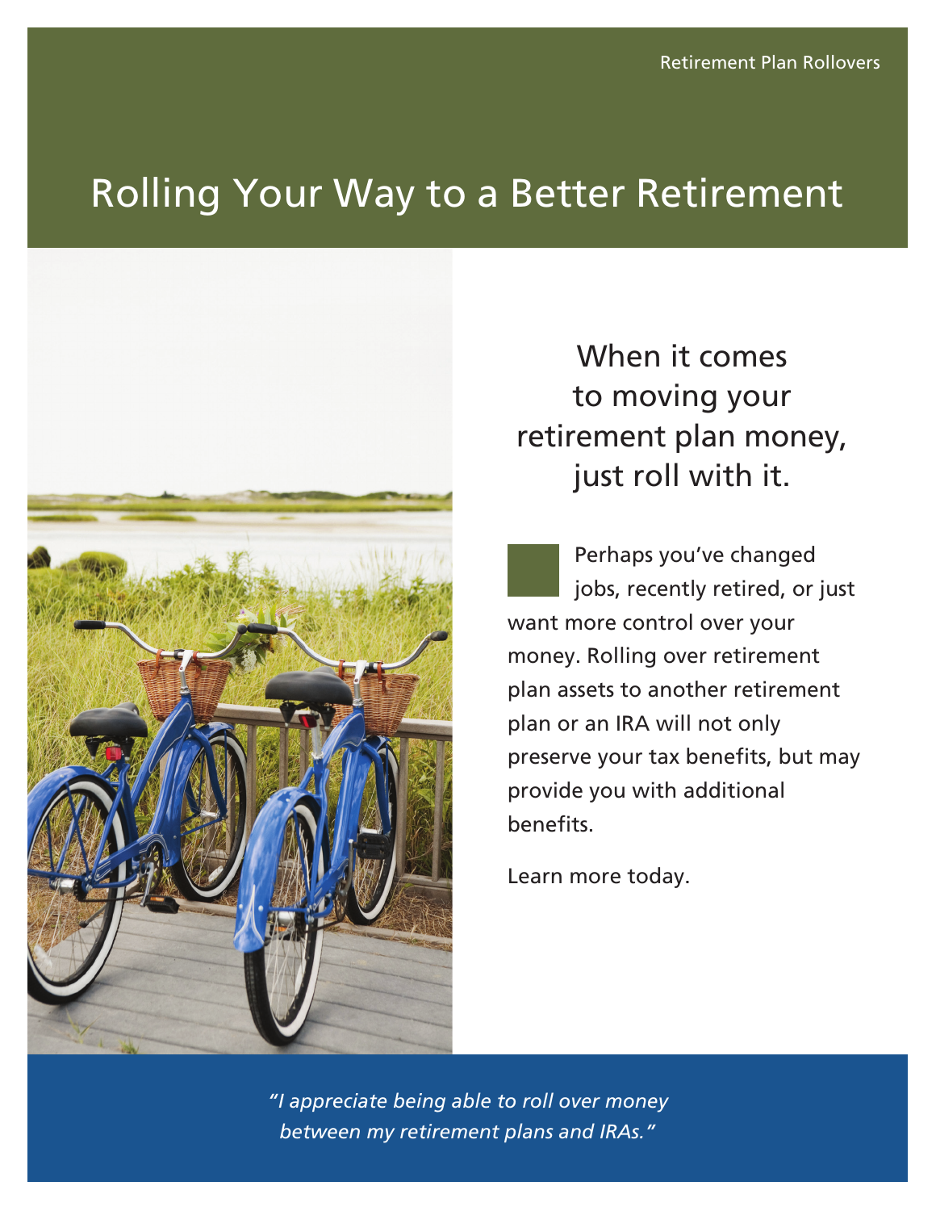Retirement Plan Rollovers

# Rolling Your Way to a Better Retirement

## When it comes to moving your retirement plan money, just roll with it.

Perhaps you've changed jobs, recently retired, or just want more control over your money. Rolling over retirement plan assets to another retirement plan or an IRA will not only preserve your tax benefits, but may provide you with additional benefits.

Learn more today.

*"I appreciate being able to roll over money between my retirement plans and IRAs."*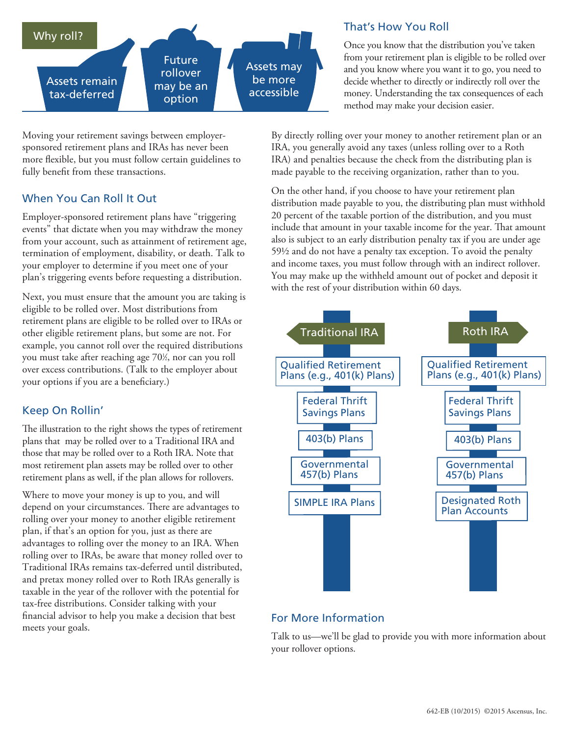Why roll?

Assets remain tax-deferred

Future rollover may be an option

Assets may be more accessible

Moving your retirement savings between employer-sponsored retirement plans and IRAs has never been more flexible, but you must follow certain guidelines to fully benefit from these transactions.

## When You Can Roll It Out

Employer-sponsored retirement plans have "triggering events" that dictate when you may withdraw the money from your account, such as attainment of retirement age, termination of employment, disability, or death. Talk to your employer to determine if you meet one of your plan's triggering events before requesting a distribution.

Next, you must ensure that the amount you are taking is eligible to be rolled over. Most distributions from retirement plans are eligible to be rolled over to IRAs or other eligible retirement plans, but some are not. For example, you cannot roll over the required distributions you must take after reaching age 70½, nor can you roll over excess contributions. (Talk to the employer about your options if you are a beneficiary.)

## Keep On Rollin'

The illustration to the right shows the types of retirement plans that may be rolled over to a Traditional IRA and those that may be rolled over to a Roth IRA. Note that most retirement plan assets may be rolled over to other retirement plans as well, if the plan allows for rollovers.

Where to move your money is up to you, and will depend on your circumstances. There are advantages to rolling over your money to another eligible retirement plan, if that's an option for you, just as there are advantages to rolling over the money to an IRA. When rolling over to IRAs, be aware that money rolled over to Traditional IRAs remains tax-deferred until distributed, and pretax money rolled over to Roth IRAs generally is taxable in the year of the rollover with the potential for tax-free distributions. Consider talking with your financial advisor to help you make a decision that best meets your goals.

## That's How You Roll

Once you know that the distribution you've taken from your retirement plan is eligible to be rolled over and you know where you want it to go, you need to decide whether to directly or indirectly roll over the money. Understanding the tax consequences of each method may make your decision easier.

By directly rolling over your money to another retirement plan or an IRA, you generally avoid any taxes (unless rolling over to a Roth IRA) and penalties because the check from the distributing plan is made payable to the receiving organization, rather than to you.

On the other hand, if you choose to have your retirement plan distribution made payable to you, the distributing plan must withhold 20 percent of the taxable portion of the distribution, and you must include that amount in your taxable income for the year. That amount also is subject to an early distribution penalty tax if you are under age 59½ and do not have a penalty tax exception. To avoid the penalty and income taxes, you must follow through with an indirect rollover. You may make up the withheld amount out of pocket and deposit it with the rest of your distribution within 60 days.

Traditional IRA

Qualified Retirement Plans (e.g., 401(k) Plans)

Federal Thrift Savings Plans

403(b) Plans

Governmental 457(b) Plans

SIMPLE IRA Plans

Roth IRA

Qualified Retirement Plans (e.g., 401(k) Plans)

Federal Thrift Savings Plans

403(b) Plans

Governmental 457(b) Plans

Designated Roth Plan Accounts

## For More Information

Talk to us—we'll be glad to provide you with more information about your rollover options.

642-EB (10/2015) ©2015 Ascensus, Inc.